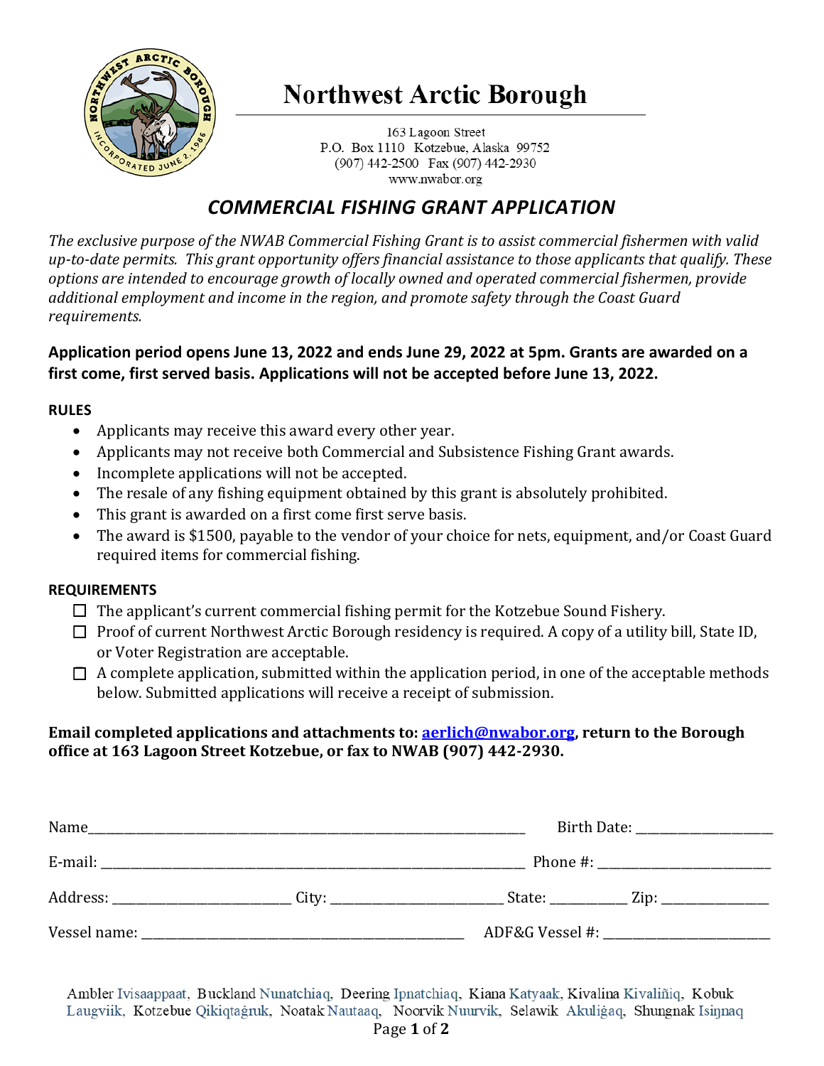# Northwest Arctic Borough

163 Lagoon Street
P.O. Box 1110 Kotzebue, Alaska 99752
(907) 442-2500 Fax (907) 442-2930
www.nwabor.org

## *COMMERCIAL FISHING GRANT APPLICATION*

*The exclusive purpose of the NWAB Commercial Fishing Grant is to assist commercial fishermen with valid up-to-date permits. This grant opportunity offers financial assistance to those applicants that qualify. These options are intended to encourage growth of locally owned and operated commercial fishermen, provide additional employment and income in the region, and promote safety through the Coast Guard requirements.*

**Application period opens June 13, 2022 and ends June 29, 2022 at 5pm. Grants are awarded on a first come, first served basis. Applications will not be accepted before June 13, 2022.**

**RULES**

- Applicants may receive this award every other year.
- Applicants may not receive both Commercial and Subsistence Fishing Grant awards.
- Incomplete applications will not be accepted.
- The resale of any fishing equipment obtained by this grant is absolutely prohibited.
- This grant is awarded on a first come first serve basis.
- The award is $1500, payable to the vendor of your choice for nets, equipment, and/or Coast Guard required items for commercial fishing.

**REQUIREMENTS**

- ☐ The applicant's current commercial fishing permit for the Kotzebue Sound Fishery.
- ☐ Proof of current Northwest Arctic Borough residency is required. A copy of a utility bill, State ID, or Voter Registration are acceptable.
- ☐ A complete application, submitted within the application period, in one of the acceptable methods below. Submitted applications will receive a receipt of submission.

**Email completed applications and attachments to: aerlich@nwabor.org, return to the Borough office at 163 Lagoon Street Kotzebue, or fax to NWAB (907) 442-2930.**

Name________________________________________________ Birth Date: ________________

E-mail: _____________________________________________ Phone #: ____________________

Address: ___________________ City: ___________________ State: ________ Zip: ____________

Vessel name: ____________________________________ ADF&G Vessel #: ____________________

Ambler Ivisaappaat, Buckland Nunatchiaq, Deering Ipnatchiaq, Kiana Katyaak, Kivalina Kivaliñiq, Kobuk Laugviik, Kotzebue Qikiqtaġruk, Noatak Nautaaq, Noorvik Nuurvik, Selawik Akuliġaq, Shungnak Isiŋnaq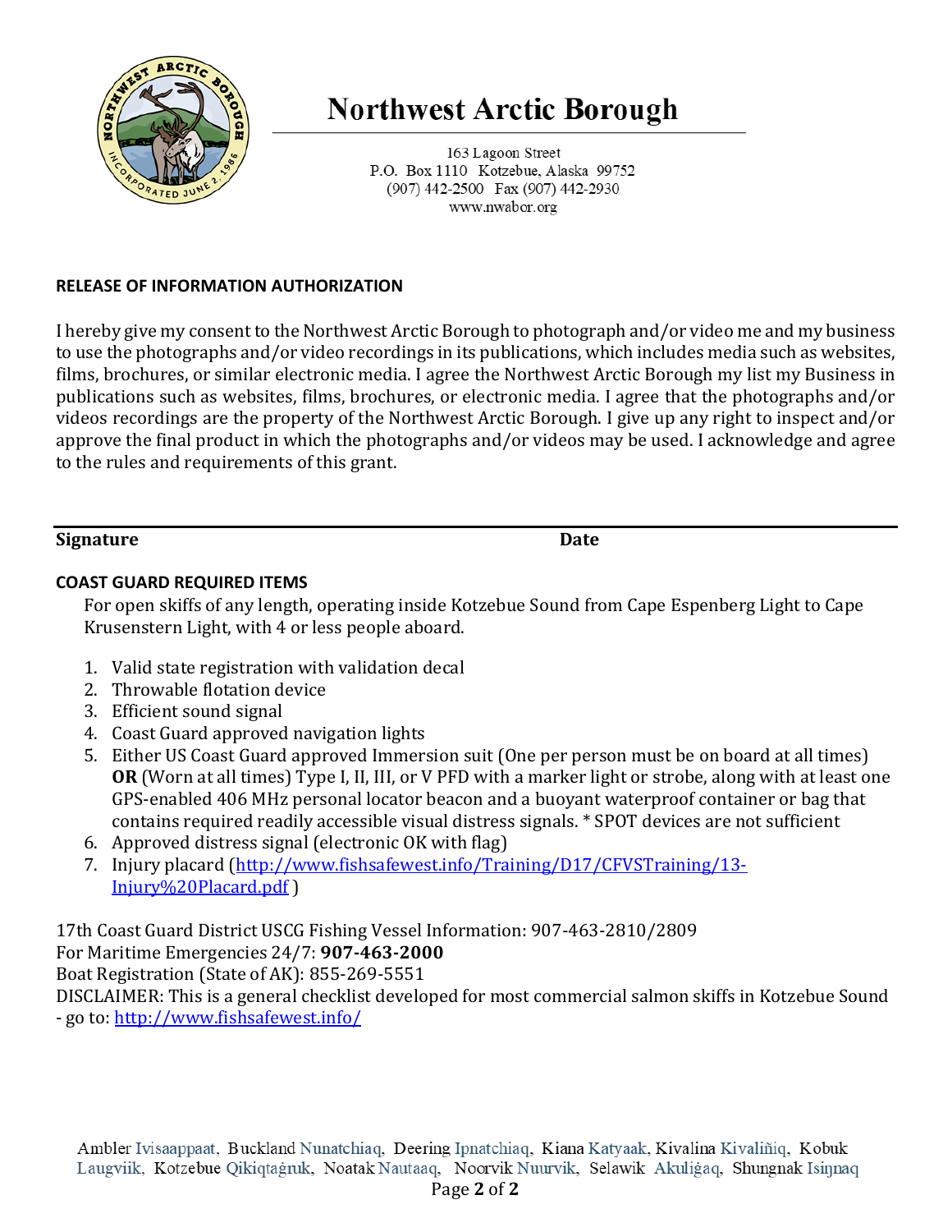# Northwest Arctic Borough

163 Lagoon Street
P.O. Box 1110 Kotzebue, Alaska 99752
(907) 442-2500 Fax (907) 442-2930
www.nwabor.org

**RELEASE OF INFORMATION AUTHORIZATION**

I hereby give my consent to the Northwest Arctic Borough to photograph and/or video me and my business to use the photographs and/or video recordings in its publications, which includes media such as websites, films, brochures, or similar electronic media. I agree the Northwest Arctic Borough my list my Business in publications such as websites, films, brochures, or electronic media. I agree that the photographs and/or videos recordings are the property of the Northwest Arctic Borough. I give up any right to inspect and/or approve the final product in which the photographs and/or videos may be used. I acknowledge and agree to the rules and requirements of this grant.

**Signature** **Date**

**COAST GUARD REQUIRED ITEMS**

For open skiffs of any length, operating inside Kotzebue Sound from Cape Espenberg Light to Cape Krusenstern Light, with 4 or less people aboard.

1. Valid state registration with validation decal
2. Throwable flotation device
3. Efficient sound signal
4. Coast Guard approved navigation lights
5. Either US Coast Guard approved Immersion suit (One per person must be on board at all times) **OR** (Worn at all times) Type I, II, III, or V PFD with a marker light or strobe, along with at least one GPS-enabled 406 MHz personal locator beacon and a buoyant waterproof container or bag that contains required readily accessible visual distress signals. * SPOT devices are not sufficient
6. Approved distress signal (electronic OK with flag)
7. Injury placard (http://www.fishsafewest.info/Training/D17/CFVSTraining/13-Injury%20Placard.pdf )

17th Coast Guard District USCG Fishing Vessel Information: 907-463-2810/2809
For Maritime Emergencies 24/7: **907-463-2000**
Boat Registration (State of AK): 855-269-5551
DISCLAIMER: This is a general checklist developed for most commercial salmon skiffs in Kotzebue Sound - go to: http://www.fishsafewest.info/

Ambler Ivisaappaat, Buckland Nunatchiaq, Deering Ipnatchiaq, Kiana Katyaak, Kivalina Kivaliñiq, Kobuk Laugviik, Kotzebue Qikiqtaġruk, Noatak Nautaaq, Noorvik Nuurvik, Selawik Akuliġaq, Shungnak Isiŋnaq